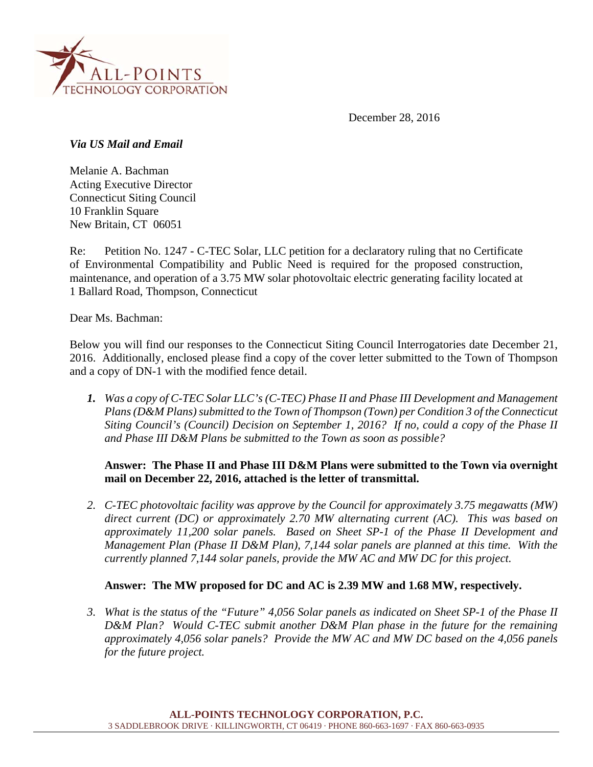ALL-POINTS TECHNOLOGY CORPORATION

December 28, 2016

*Via US Mail and Email*

Melanie A. Bachman
Acting Executive Director
Connecticut Siting Council
10 Franklin Square
New Britain, CT 06051

Re: Petition No. 1247 - C-TEC Solar, LLC petition for a declaratory ruling that no Certificate of Environmental Compatibility and Public Need is required for the proposed construction, maintenance, and operation of a 3.75 MW solar photovoltaic electric generating facility located at 1 Ballard Road, Thompson, Connecticut

Dear Ms. Bachman:

Below you will find our responses to the Connecticut Siting Council Interrogatories date December 21, 2016. Additionally, enclosed please find a copy of the cover letter submitted to the Town of Thompson and a copy of DN-1 with the modified fence detail.

1. *Was a copy of C-TEC Solar LLC's (C-TEC) Phase II and Phase III Development and Management Plans (D&M Plans) submitted to the Town of Thompson (Town) per Condition 3 of the Connecticut Siting Council's (Council) Decision on September 1, 2016? If no, could a copy of the Phase II and Phase III D&M Plans be submitted to the Town as soon as possible?*

   **Answer: The Phase II and Phase III D&M Plans were submitted to the Town via overnight mail on December 22, 2016, attached is the letter of transmittal.**

2. *C-TEC photovoltaic facility was approve by the Council for approximately 3.75 megawatts (MW) direct current (DC) or approximately 2.70 MW alternating current (AC). This was based on approximately 11,200 solar panels. Based on Sheet SP-1 of the Phase II Development and Management Plan (Phase II D&M Plan), 7,144 solar panels are planned at this time. With the currently planned 7,144 solar panels, provide the MW AC and MW DC for this project.*

   **Answer: The MW proposed for DC and AC is 2.39 MW and 1.68 MW, respectively.**

3. *What is the status of the "Future" 4,056 Solar panels as indicated on Sheet SP-1 of the Phase II D&M Plan? Would C-TEC submit another D&M Plan phase in the future for the remaining approximately 4,056 solar panels? Provide the MW AC and MW DC based on the 4,056 panels for the future project.*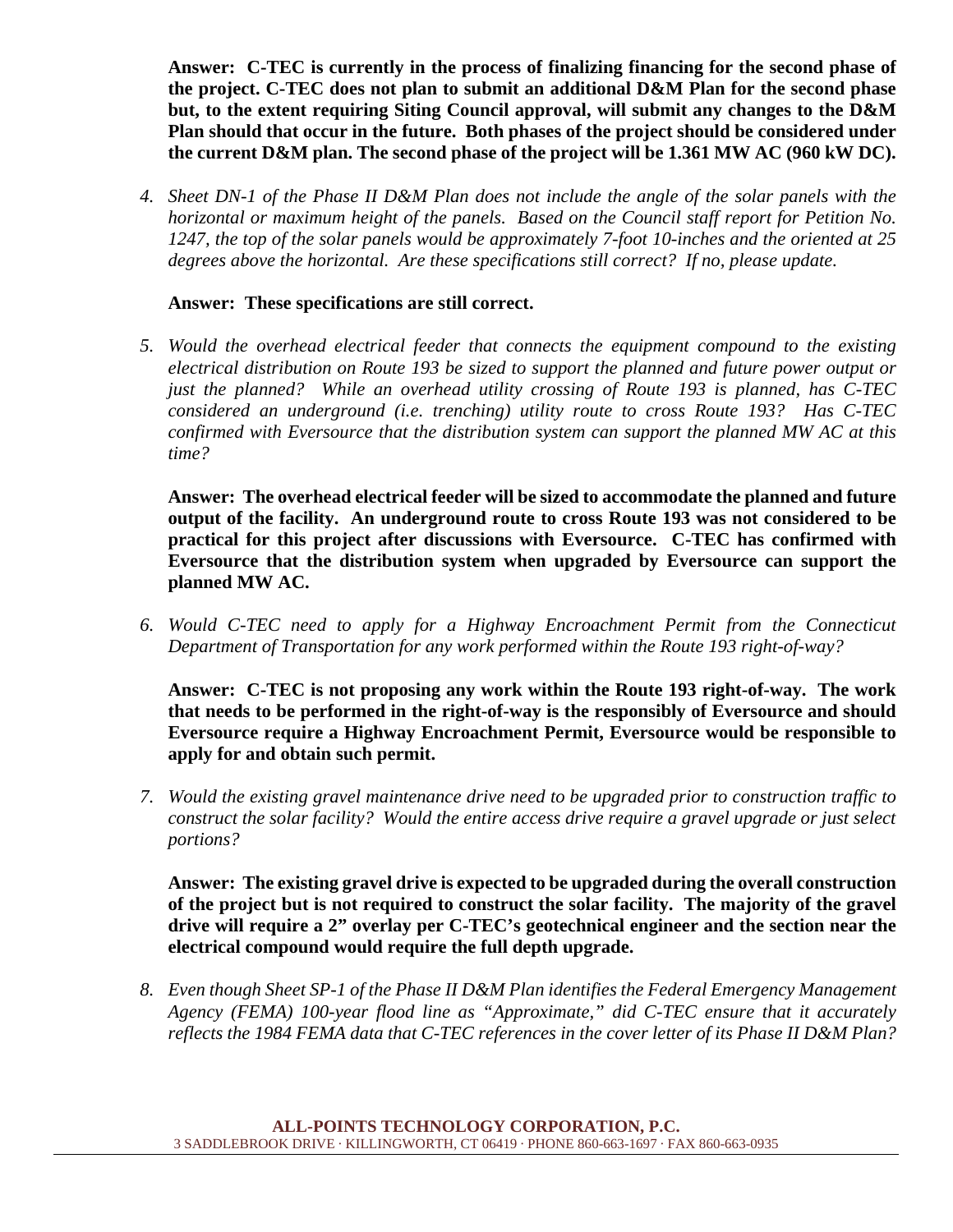**Answer: C-TEC is currently in the process of finalizing financing for the second phase of the project. C-TEC does not plan to submit an additional D&M Plan for the second phase but, to the extent requiring Siting Council approval, will submit any changes to the D&M Plan should that occur in the future. Both phases of the project should be considered under the current D&M plan. The second phase of the project will be 1.361 MW AC (960 kW DC).**

4. *Sheet DN-1 of the Phase II D&M Plan does not include the angle of the solar panels with the horizontal or maximum height of the panels. Based on the Council staff report for Petition No. 1247, the top of the solar panels would be approximately 7-foot 10-inches and the oriented at 25 degrees above the horizontal. Are these specifications still correct? If no, please update.*

   **Answer: These specifications are still correct.**

5. *Would the overhead electrical feeder that connects the equipment compound to the existing electrical distribution on Route 193 be sized to support the planned and future power output or just the planned? While an overhead utility crossing of Route 193 is planned, has C-TEC considered an underground (i.e. trenching) utility route to cross Route 193? Has C-TEC confirmed with Eversource that the distribution system can support the planned MW AC at this time?*

   **Answer: The overhead electrical feeder will be sized to accommodate the planned and future output of the facility. An underground route to cross Route 193 was not considered to be practical for this project after discussions with Eversource. C-TEC has confirmed with Eversource that the distribution system when upgraded by Eversource can support the planned MW AC.**

6. *Would C-TEC need to apply for a Highway Encroachment Permit from the Connecticut Department of Transportation for any work performed within the Route 193 right-of-way?*

   **Answer: C-TEC is not proposing any work within the Route 193 right-of-way. The work that needs to be performed in the right-of-way is the responsibly of Eversource and should Eversource require a Highway Encroachment Permit, Eversource would be responsible to apply for and obtain such permit.**

7. *Would the existing gravel maintenance drive need to be upgraded prior to construction traffic to construct the solar facility? Would the entire access drive require a gravel upgrade or just select portions?*

   **Answer: The existing gravel drive is expected to be upgraded during the overall construction of the project but is not required to construct the solar facility. The majority of the gravel drive will require a 2" overlay per C-TEC's geotechnical engineer and the section near the electrical compound would require the full depth upgrade.**

8. *Even though Sheet SP-1 of the Phase II D&M Plan identifies the Federal Emergency Management Agency (FEMA) 100-year flood line as "Approximate," did C-TEC ensure that it accurately reflects the 1984 FEMA data that C-TEC references in the cover letter of its Phase II D&M Plan?*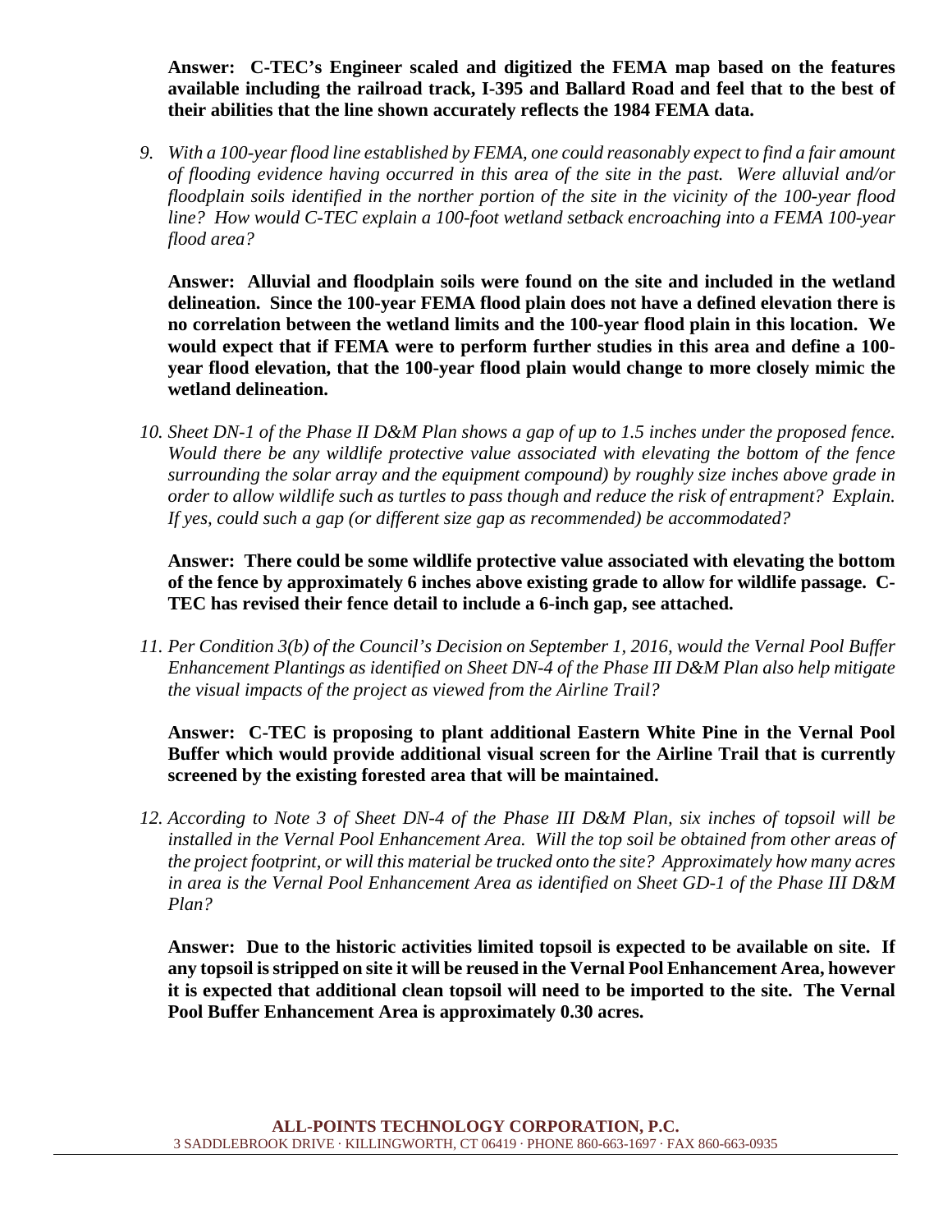**Answer: C-TEC's Engineer scaled and digitized the FEMA map based on the features available including the railroad track, I-395 and Ballard Road and feel that to the best of their abilities that the line shown accurately reflects the 1984 FEMA data.**

9. *With a 100-year flood line established by FEMA, one could reasonably expect to find a fair amount of flooding evidence having occurred in this area of the site in the past. Were alluvial and/or floodplain soils identified in the norther portion of the site in the vicinity of the 100-year flood line? How would C-TEC explain a 100-foot wetland setback encroaching into a FEMA 100-year flood area?*

   **Answer: Alluvial and floodplain soils were found on the site and included in the wetland delineation. Since the 100-year FEMA flood plain does not have a defined elevation there is no correlation between the wetland limits and the 100-year flood plain in this location. We would expect that if FEMA were to perform further studies in this area and define a 100-year flood elevation, that the 100-year flood plain would change to more closely mimic the wetland delineation.**

10. *Sheet DN-1 of the Phase II D&M Plan shows a gap of up to 1.5 inches under the proposed fence. Would there be any wildlife protective value associated with elevating the bottom of the fence surrounding the solar array and the equipment compound) by roughly size inches above grade in order to allow wildlife such as turtles to pass though and reduce the risk of entrapment? Explain. If yes, could such a gap (or different size gap as recommended) be accommodated?*

    **Answer: There could be some wildlife protective value associated with elevating the bottom of the fence by approximately 6 inches above existing grade to allow for wildlife passage. C-TEC has revised their fence detail to include a 6-inch gap, see attached.**

11. *Per Condition 3(b) of the Council's Decision on September 1, 2016, would the Vernal Pool Buffer Enhancement Plantings as identified on Sheet DN-4 of the Phase III D&M Plan also help mitigate the visual impacts of the project as viewed from the Airline Trail?*

    **Answer: C-TEC is proposing to plant additional Eastern White Pine in the Vernal Pool Buffer which would provide additional visual screen for the Airline Trail that is currently screened by the existing forested area that will be maintained.**

12. *According to Note 3 of Sheet DN-4 of the Phase III D&M Plan, six inches of topsoil will be installed in the Vernal Pool Enhancement Area. Will the top soil be obtained from other areas of the project footprint, or will this material be trucked onto the site? Approximately how many acres in area is the Vernal Pool Enhancement Area as identified on Sheet GD-1 of the Phase III D&M Plan?*

    **Answer: Due to the historic activities limited topsoil is expected to be available on site. If any topsoil is stripped on site it will be reused in the Vernal Pool Enhancement Area, however it is expected that additional clean topsoil will need to be imported to the site. The Vernal Pool Buffer Enhancement Area is approximately 0.30 acres.**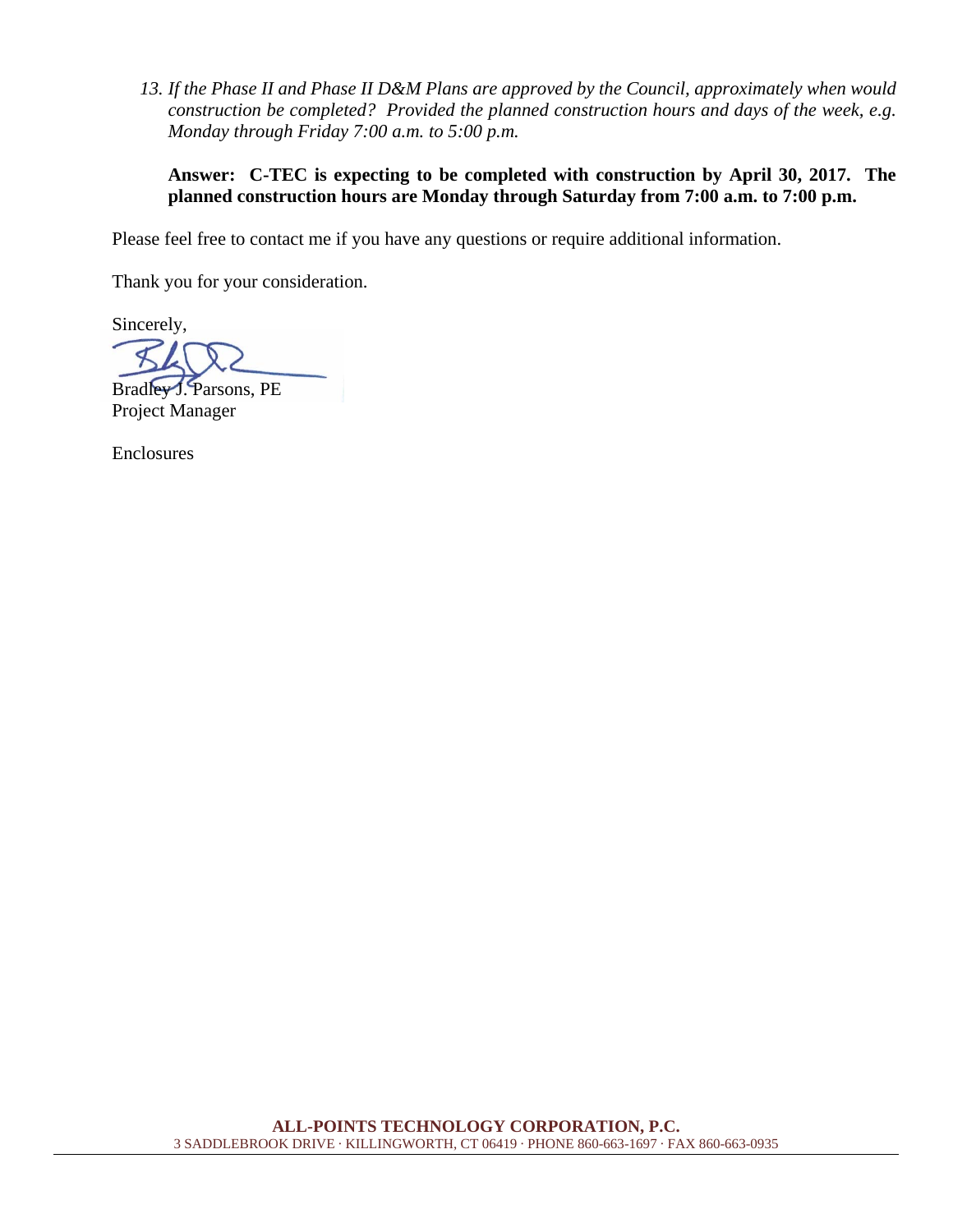13. *If the Phase II and Phase II D&M Plans are approved by the Council, approximately when would construction be completed? Provided the planned construction hours and days of the week, e.g. Monday through Friday 7:00 a.m. to 5:00 p.m.*

    **Answer: C-TEC is expecting to be completed with construction by April 30, 2017. The planned construction hours are Monday through Saturday from 7:00 a.m. to 7:00 p.m.**

Please feel free to contact me if you have any questions or require additional information.

Thank you for your consideration.

Sincerely,

Bradley J. Parsons, PE
Project Manager

Enclosures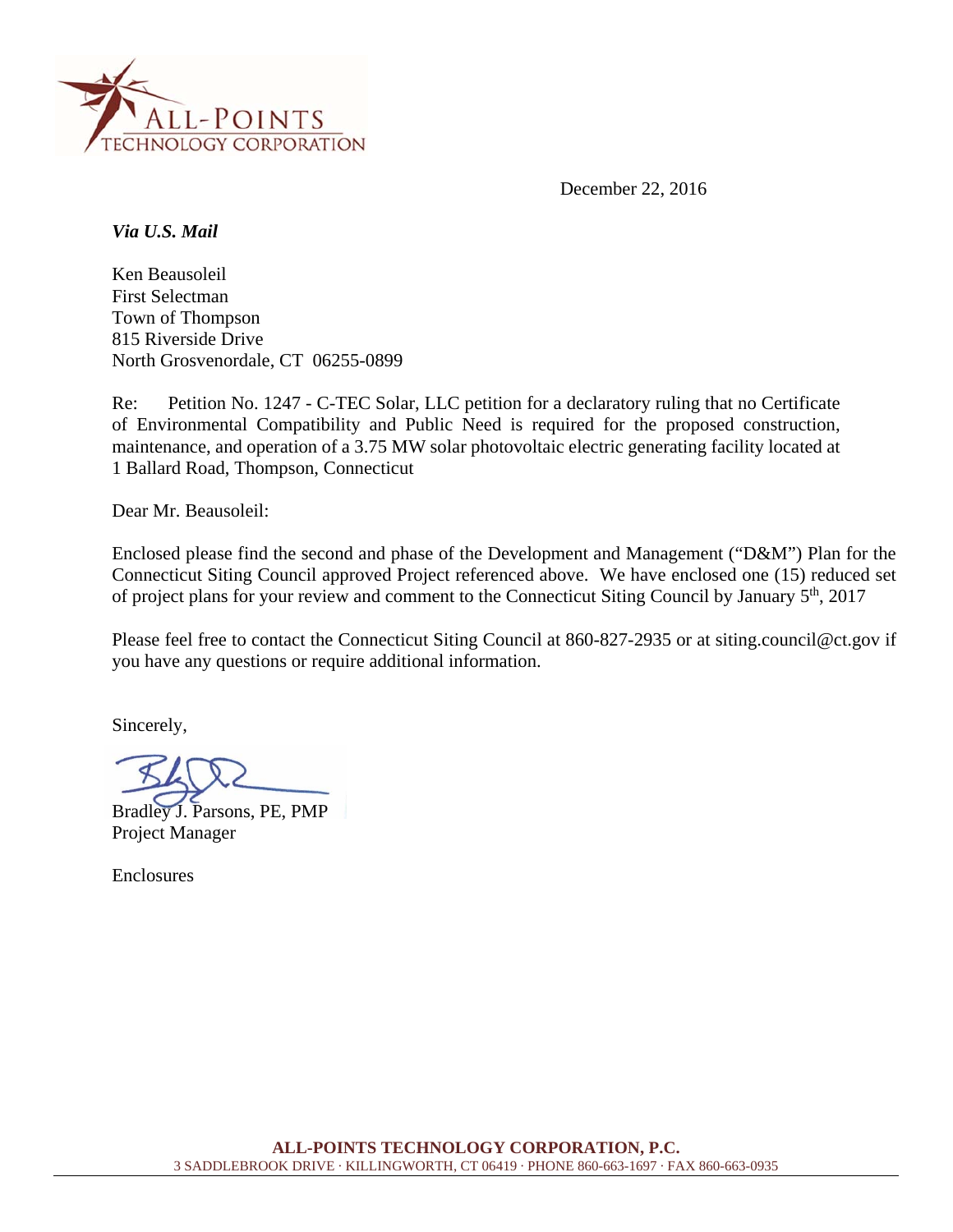ALL-POINTS
TECHNOLOGY CORPORATION

December 22, 2016

***Via U.S. Mail***

Ken Beausoleil
First Selectman
Town of Thompson
815 Riverside Drive
North Grosvenordale, CT 06255-0899

Re: Petition No. 1247 - C-TEC Solar, LLC petition for a declaratory ruling that no Certificate of Environmental Compatibility and Public Need is required for the proposed construction, maintenance, and operation of a 3.75 MW solar photovoltaic electric generating facility located at 1 Ballard Road, Thompson, Connecticut

Dear Mr. Beausoleil:

Enclosed please find the second and phase of the Development and Management ("D&M") Plan for the Connecticut Siting Council approved Project referenced above. We have enclosed one (15) reduced set of project plans for your review and comment to the Connecticut Siting Council by January 5th, 2017

Please feel free to contact the Connecticut Siting Council at 860-827-2935 or at siting.council@ct.gov if you have any questions or require additional information.

Sincerely,

Bradley J. Parsons, PE, PMP
Project Manager

Enclosures

**ALL-POINTS TECHNOLOGY CORPORATION, P.C.**
3 SADDLEBROOK DRIVE · KILLINGWORTH, CT 06419 · PHONE 860-663-1697 · FAX 860-663-0935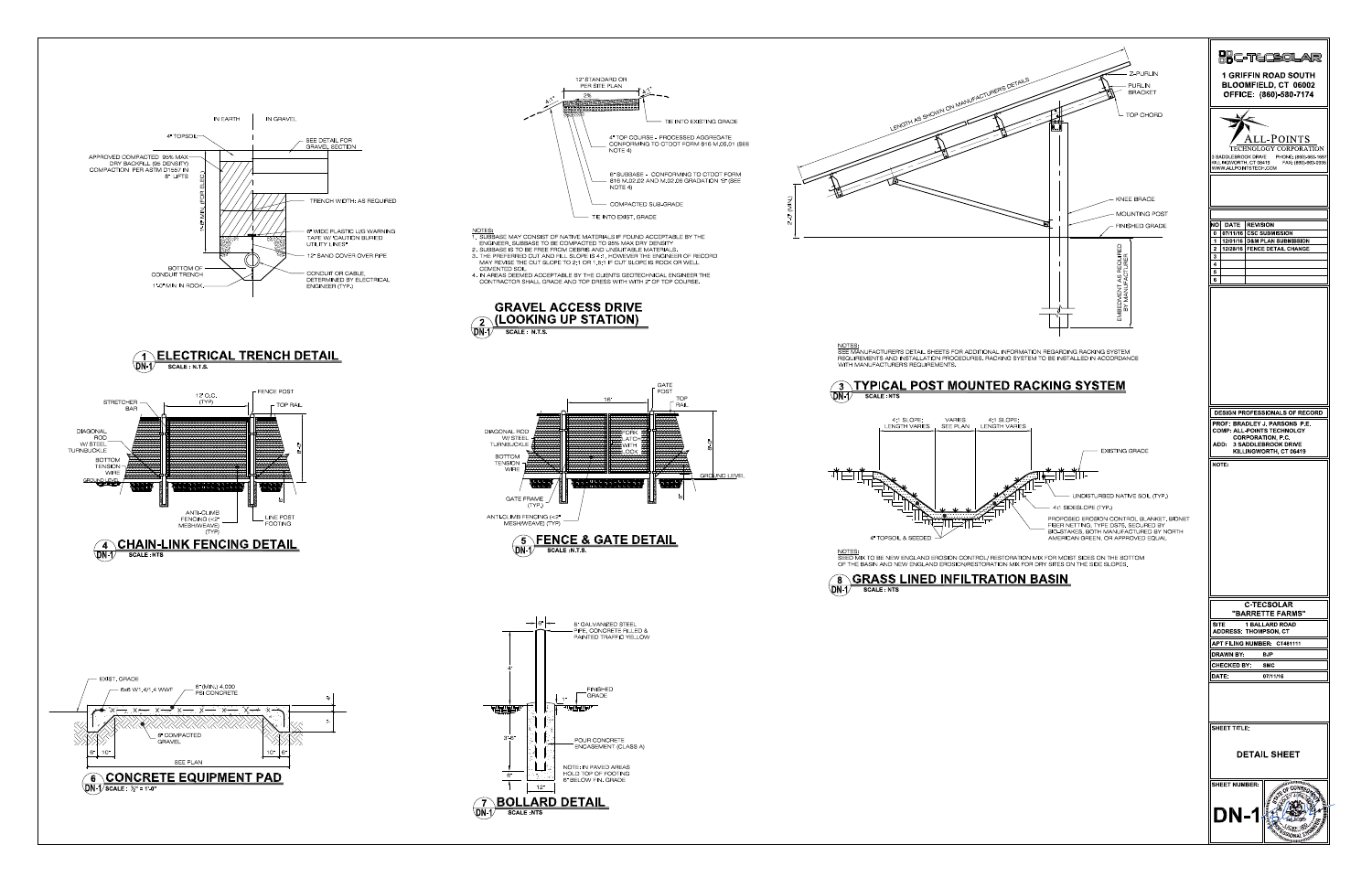# DETAIL SHEET

## 1 ELECTRICAL TRENCH DETAIL (DN-1)

SCALE : N.T.S.

IN EARTH | IN GRAVEL

4" TOPSOIL

SEE DETAIL FOR GRAVEL SECTION

APPROVED COMPACTED 95% MAX DRY BACKFILL (95 DENSITY) COMPACTION PER ASTM D1557 IN 8" LIFTS

TRENCH WIDTH: AS REQUIRED

6" WIDE PLASTIC U/G WARNING TAPE W/ "CAUTION BURIED UTILITY LINES"

12" SAND COVER OVER PIPE

BOTTOM OF CONDUIT TRENCH

CONDUIT OR CABLE, DETERMINED BY ELECTRICAL ENGINEER (TYP.)

1'-6" MIN. IN ROCK

## 2 GRAVEL ACCESS DRIVE (LOOKING UP STATION) (DN-1)

SCALE : N.T.S.

12' STANDARD OR PER SITE PLAN

2%

4:1

TIE INTO EXISTING GRADE

4" TOP COURSE - PROCESSED AGGREGATE CONFORMING TO CTDOT FORM 816 M.05.01 (SEE NOTE 4)

6" SUBBASE - CONFORMING TO CTDOT FORM 816 M.02.02 AND M.02.06 GRADATION "B" (SEE NOTE 4)

COMPACTED SUB-GRADE

TIE INTO EXIST. GRADE

NOTES:

1. SUBBASE MAY CONSIST OF NATIVE MATERIALS IF FOUND ACCEPTABLE BY THE ENGINEER, SUBBASE TO BE COMPACTED TO 95% MAX DRY DENSITY.
2. SUBBASE IS TO BE FREE FROM DEBRIS AND UNSUITABLE MATERIALS.
3. THE PREFERRED CUT AND FILL SLOPE IS 4:1, HOWEVER THE ENGINEER OF RECORD MAY REVISE THE CUT SLOPE TO 2:1 OR 1.5:1 IF CUT SLOPE IS ROCK OR WELL CEMENTED SOIL.
4. IN AREAS DEEMED ACCEPTABLE BY THE CLIENTS GEOTECHNICAL ENGINEER THE CONTRACTOR SHALL GRADE AND TOP DRESS WITH WITH 2" OF TOP COURSE.

## 3 TYPICAL POST MOUNTED RACKING SYSTEM (DN-1)

SCALE : NTS

LENGTH AS SHOWN ON MANUFACTURERS DETAILS

Z-PURLIN

PURLIN BRACKET

TOP CHORD

KNEE BRACE

MOUNTING POST

FINISHED GRADE

2'-0" (MIN.)

EMBEDMENT AS REQUIRED BY MANUFACTURER

NOTES:
SEE MANUFACTURERS DETAIL SHEETS FOR ADDITIONAL INFORMATION REGARDING RACKING SYSTEM REQUIREMENTS AND INSTALLATION PROCEDURES. RACKING SYSTEM TO BE INSTALLED IN ACCORDANCE WITH MANUFACTURERS REQUIREMENTS.

## 4 CHAIN-LINK FENCING DETAIL (DN-1)

SCALE : NTS

12' O.C. (TYP.)

FENCE POST

TOP RAIL

STRETCHER BAR

DIAGONAL ROD W/ STEEL TURNBUCKLE

BOTTOM TENSION WIRE

GROUND LEVEL

ANTI-CLIMB FENCING (<2" MESH/WEAVE) (TYP)

LINE POST FOOTING

8'-0"

## 5 FENCE & GATE DETAIL (DN-1)

SCALE : N.T.S.

16'

GATE POST

TOP RAIL

DIAGONAL ROD W/ STEEL TURNBUCKLE

FORK LATCH WITH LOCK

BOTTOM TENSION WIRE

GROUND LEVEL

GATE FRAME (TYP.)

ANTI-CLIMB FENCING (<2" MESH/WEAVE) (TYP)

8'-0"

## 6 CONCRETE EQUIPMENT PAD (DN-1)

SCALE : ½" = 1'-0"

EXIST. GRADE

6x6 W1.4/1.4 WWF

8" (MIN.) 4,000 PSI CONCRETE

8" COMPACTED GRAVEL

6" | 10" | SEE PLAN | 10" | 6"

## 7 BOLLARD DETAIL (DN-1)

SCALE : NTS

6"

6" GALVANIZED STEEL PIPE, CONCRETE FILLED & PAINTED TRAFFIC YELLOW

4'

FINISHED GRADE

3'-6"

POUR CONCRETE ENCASEMENT (CLASS A)

NOTE: IN PAVED AREAS HOLD TOP OF FOOTING 6" BELOW FIN. GRADE

6"

12"

## 8 GRASS LINED INFILTRATION BASIN (DN-1)

SCALE : NTS

4:1 SLOPE; LENGTH VARIES | VARIES SEE PLAN | 4:1 SLOPE; LENGTH VARIES

EXISTING GRADE

UNDISTURBED NATIVE SOIL (TYP.)

4:1 SIDESLOPE (TYP.)

PROPOSED EROSION CONTROL BLANKET, BIONET FIBER NETTING, TYPE DS75, SECURED BY BIO-STAKES, BOTH MANUFACTURED BY NORTH AMERICAN GREEN, OR APPROVED EQUAL

4" TOPSOIL & SEEDED

NOTES:
SEED MIX TO BE NEW ENGLAND EROSION CONTROL/ RESTORATION MIX FOR MOIST SIDES ON THE BOTTOM OF THE BASIN AND NEW ENGLAND EROSION/RESTORATION MIX FOR DRY SITES ON THE SIDE SLOPES.

---

**C-TECSOLAR**
1 GRIFFIN ROAD SOUTH
BLOOMFIELD, CT 06002
OFFICE: (860)-580-7174

**ALL-POINTS TECHNOLOGY CORPORATION**
3 SADDLEBROOK DRIVE, KILLINGWORTH, CT 06419
PHONE: (860)-663-1697
FAX: (860)-663-0935
WWW.ALLPOINTSTECH.COM

| NO | DATE | REVISION |
|---|---|---|
| 0 | 07/11/16 | CSC SUBMISSION |
| 1 | 12/01/16 | D&M PLAN SUBMISSION |
| 2 | 12/28/16 | FENCE DETAIL CHANGE |
| 3 | | |
| 4 | | |
| 5 | | |
| 6 | | |

**DESIGN PROFESSIONALS OF RECORD**

PROF: BRADLEY J. PARSONS P.E.
COMP: ALL-POINTS TECHNOLOGY CORPORATION, P.C.
ADD: 3 SADDLEBROOK DRIVE KILLINGWORTH, CT 06419

NOTE:

**C-TECSOLAR "BARRETTE FARMS"**

SITE ADDRESS: 1 BALLARD ROAD THOMPSON, CT

APT FILING NUMBER: CT461111

DRAWN BY: BJP

CHECKED BY: SMC

DATE: 07/11/16

SHEET TITLE: DETAIL SHEET

SHEET NUMBER: DN-1